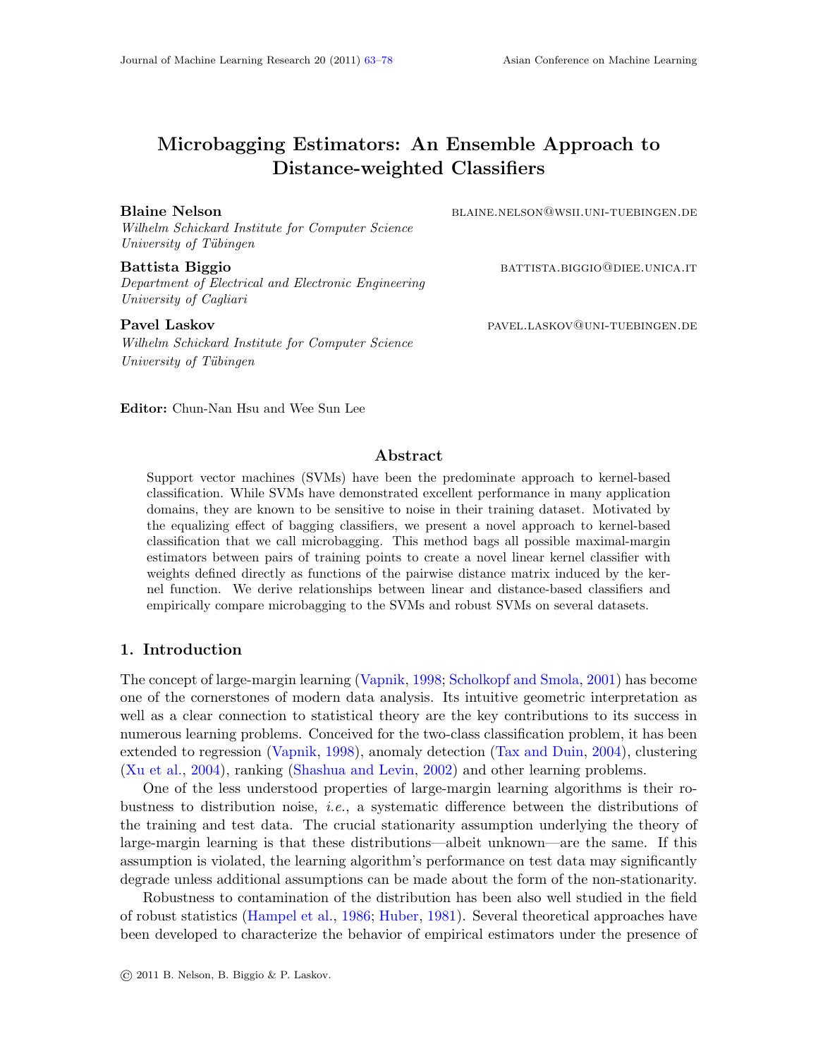# Microbagging Estimators: An Ensemble Approach to Distance-weighted Classifiers

**Blaine Nelson** BLAINE.NELSON@WSII.UNI-TUEBINGEN.DE
*Wilhelm Schickard Institute for Computer Science*
*University of Tübingen*

**Battista Biggio** BATTISTA.BIGGIO@DIEE.UNICA.IT
*Department of Electrical and Electronic Engineering*
*University of Cagliari*

**Pavel Laskov** PAVEL.LASKOV@UNI-TUEBINGEN.DE
*Wilhelm Schickard Institute for Computer Science*
*University of Tübingen*

**Editor:** Chun-Nan Hsu and Wee Sun Lee

## Abstract

Support vector machines (SVMs) have been the predominate approach to kernel-based classification. While SVMs have demonstrated excellent performance in many application domains, they are known to be sensitive to noise in their training dataset. Motivated by the equalizing effect of bagging classifiers, we present a novel approach to kernel-based classification that we call microbagging. This method bags all possible maximal-margin estimators between pairs of training points to create a novel linear kernel classifier with weights defined directly as functions of the pairwise distance matrix induced by the kernel function. We derive relationships between linear and distance-based classifiers and empirically compare microbagging to the SVMs and robust SVMs on several datasets.

## 1. Introduction

The concept of large-margin learning (Vapnik, 1998; Scholkopf and Smola, 2001) has become one of the cornerstones of modern data analysis. Its intuitive geometric interpretation as well as a clear connection to statistical theory are the key contributions to its success in numerous learning problems. Conceived for the two-class classification problem, it has been extended to regression (Vapnik, 1998), anomaly detection (Tax and Duin, 2004), clustering (Xu et al., 2004), ranking (Shashua and Levin, 2002) and other learning problems.

One of the less understood properties of large-margin learning algorithms is their robustness to distribution noise, *i.e.*, a systematic difference between the distributions of the training and test data. The crucial stationarity assumption underlying the theory of large-margin learning is that these distributions—albeit unknown—are the same. If this assumption is violated, the learning algorithm's performance on test data may significantly degrade unless additional assumptions can be made about the form of the non-stationarity.

Robustness to contamination of the distribution has been also well studied in the field of robust statistics (Hampel et al., 1986; Huber, 1981). Several theoretical approaches have been developed to characterize the behavior of empirical estimators under the presence of

© 2011 B. Nelson, B. Biggio & P. Laskov.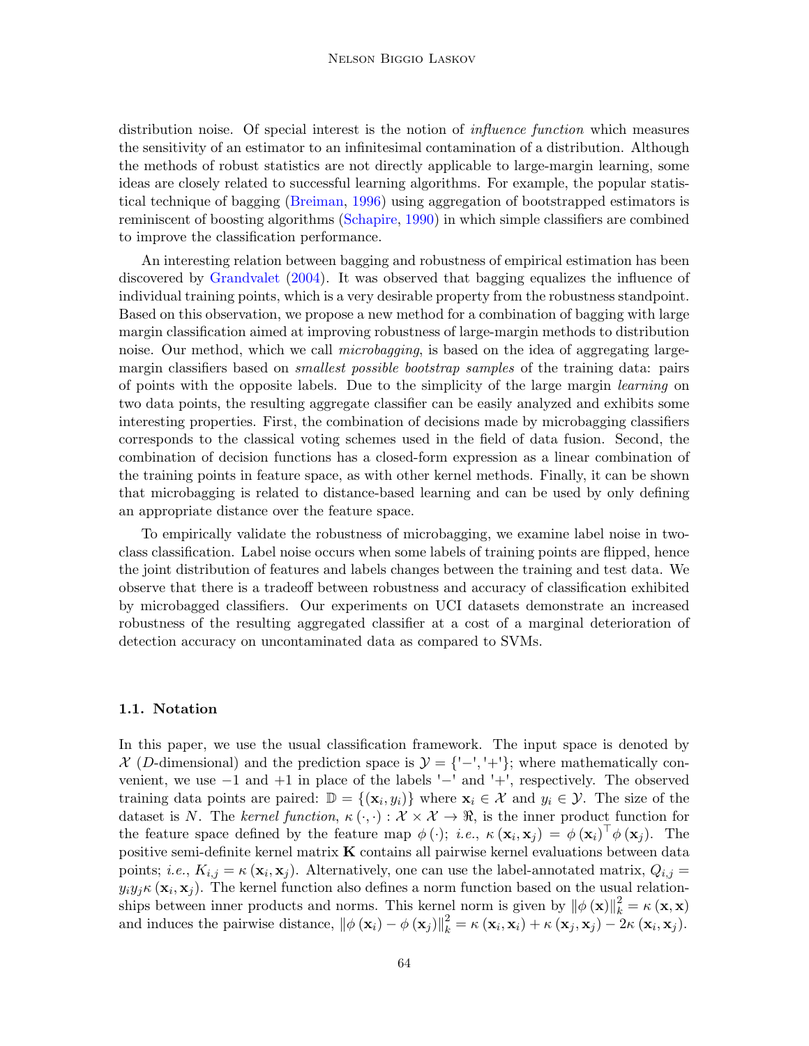distribution noise. Of special interest is the notion of *influence function* which measures the sensitivity of an estimator to an infinitesimal contamination of a distribution. Although the methods of robust statistics are not directly applicable to large-margin learning, some ideas are closely related to successful learning algorithms. For example, the popular statistical technique of bagging (Breiman, 1996) using aggregation of bootstrapped estimators is reminiscent of boosting algorithms (Schapire, 1990) in which simple classifiers are combined to improve the classification performance.

An interesting relation between bagging and robustness of empirical estimation has been discovered by Grandvalet (2004). It was observed that bagging equalizes the influence of individual training points, which is a very desirable property from the robustness standpoint. Based on this observation, we propose a new method for a combination of bagging with large margin classification aimed at improving robustness of large-margin methods to distribution noise. Our method, which we call *microbagging*, is based on the idea of aggregating large-margin classifiers based on *smallest possible bootstrap samples* of the training data: pairs of points with the opposite labels. Due to the simplicity of the large margin *learning* on two data points, the resulting aggregate classifier can be easily analyzed and exhibits some interesting properties. First, the combination of decisions made by microbagging classifiers corresponds to the classical voting schemes used in the field of data fusion. Second, the combination of decision functions has a closed-form expression as a linear combination of the training points in feature space, as with other kernel methods. Finally, it can be shown that microbagging is related to distance-based learning and can be used by only defining an appropriate distance over the feature space.

To empirically validate the robustness of microbagging, we examine label noise in two-class classification. Label noise occurs when some labels of training points are flipped, hence the joint distribution of features and labels changes between the training and test data. We observe that there is a tradeoff between robustness and accuracy of classification exhibited by microbagged classifiers. Our experiments on UCI datasets demonstrate an increased robustness of the resulting aggregated classifier at a cost of a marginal deterioration of detection accuracy on uncontaminated data as compared to SVMs.

### 1.1. Notation

In this paper, we use the usual classification framework. The input space is denoted by $\mathcal{X}$ ($D$-dimensional) and the prediction space is $\mathcal{Y} = \{\text{'}-\text{'}, \text{'}+\text{'}\}$; where mathematically convenient, we use $-1$ and $+1$ in place of the labels '$-$' and '$+$', respectively. The observed training data points are paired: $\mathbb{D} = \{(\mathbf{x}_i, y_i)\}$ where $\mathbf{x}_i \in \mathcal{X}$ and $y_i \in \mathcal{Y}$. The size of the dataset is $N$. The *kernel function*, $\kappa(\cdot, \cdot) : \mathcal{X} \times \mathcal{X} \to \Re$, is the inner product function for the feature space defined by the feature map $\phi(\cdot)$; *i.e.*, $\kappa(\mathbf{x}_i, \mathbf{x}_j) = \phi(\mathbf{x}_i)^\top \phi(\mathbf{x}_j)$. The positive semi-definite kernel matrix $\mathbf{K}$ contains all pairwise kernel evaluations between data points; *i.e.*, $K_{i,j} = \kappa(\mathbf{x}_i, \mathbf{x}_j)$. Alternatively, one can use the label-annotated matrix, $Q_{i,j} = y_i y_j \kappa(\mathbf{x}_i, \mathbf{x}_j)$. The kernel function also defines a norm function based on the usual relationships between inner products and norms. This kernel norm is given by $\|\phi(\mathbf{x})\|_k^2 = \kappa(\mathbf{x}, \mathbf{x})$ and induces the pairwise distance, $\|\phi(\mathbf{x}_i) - \phi(\mathbf{x}_j)\|_k^2 = \kappa(\mathbf{x}_i, \mathbf{x}_i) + \kappa(\mathbf{x}_j, \mathbf{x}_j) - 2\kappa(\mathbf{x}_i, \mathbf{x}_j)$.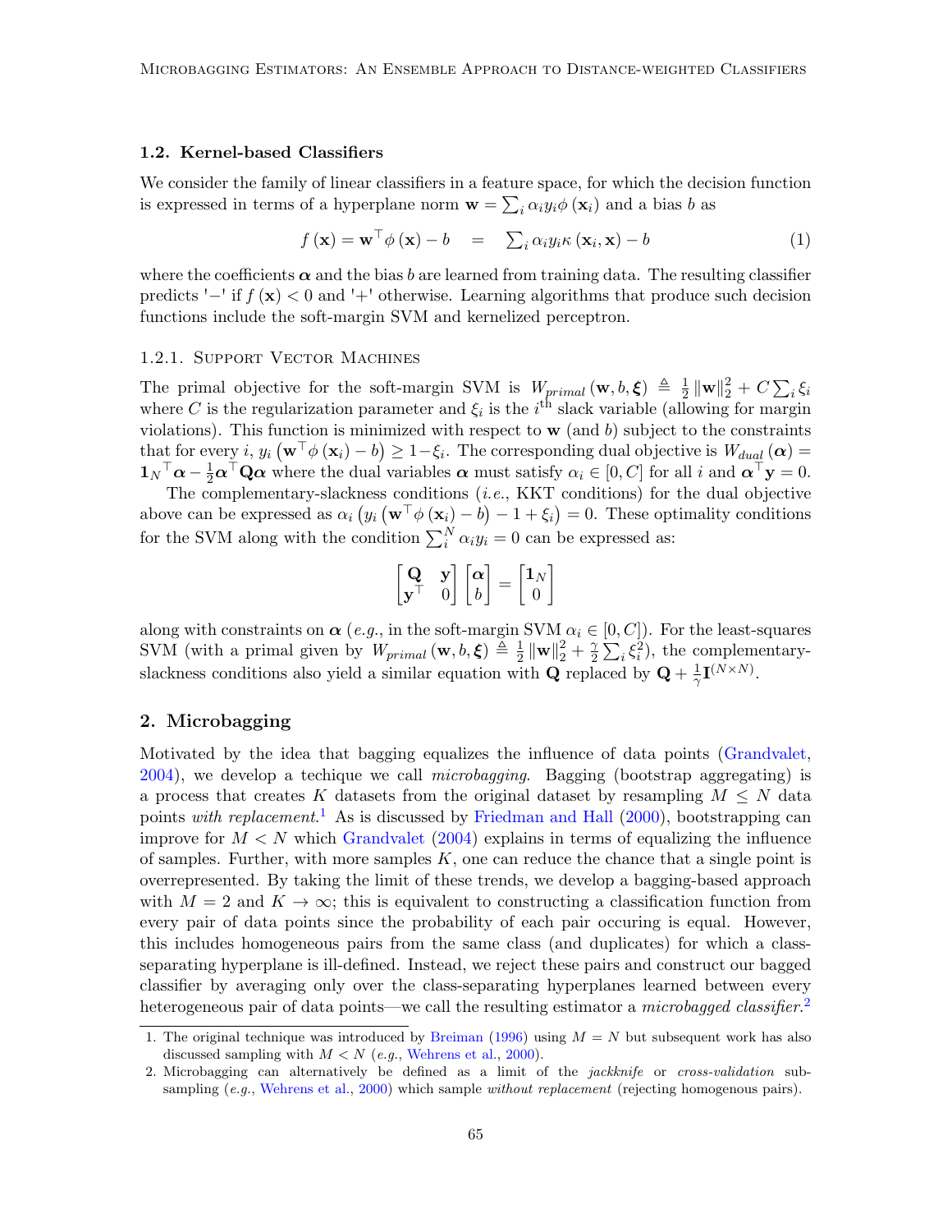### 1.2. Kernel-based Classifiers

We consider the family of linear classifiers in a feature space, for which the decision function is expressed in terms of a hyperplane norm $\mathbf{w} = \sum_i \alpha_i y_i \phi(\mathbf{x}_i)$ and a bias $b$ as

$$f(\mathbf{x}) = \mathbf{w}^\top \phi(\mathbf{x}) - b \quad = \quad \sum_i \alpha_i y_i \kappa(\mathbf{x}_i, \mathbf{x}) - b \tag{1}$$

where the coefficients $\boldsymbol{\alpha}$ and the bias $b$ are learned from training data. The resulting classifier predicts '−' if $f(\mathbf{x}) < 0$ and '+' otherwise. Learning algorithms that produce such decision functions include the soft-margin SVM and kernelized perceptron.

#### 1.2.1. Support Vector Machines

The primal objective for the soft-margin SVM is $W_{primal}(\mathbf{w}, b, \boldsymbol{\xi}) \triangleq \frac{1}{2}\|\mathbf{w}\|_2^2 + C\sum_i \xi_i$ where $C$ is the regularization parameter and $\xi_i$ is the $i^{\text{th}}$ slack variable (allowing for margin violations). This function is minimized with respect to $\mathbf{w}$ (and $b$) subject to the constraints that for every $i$, $y_i\left(\mathbf{w}^\top \phi(\mathbf{x}_i) - b\right) \geq 1 - \xi_i$. The corresponding dual objective is $W_{dual}(\boldsymbol{\alpha}) = \mathbf{1}_N{}^\top \boldsymbol{\alpha} - \frac{1}{2}\boldsymbol{\alpha}^\top \mathbf{Q}\boldsymbol{\alpha}$ where the dual variables $\boldsymbol{\alpha}$ must satisfy $\alpha_i \in [0, C]$ for all $i$ and $\boldsymbol{\alpha}^\top \mathbf{y} = 0$.

The complementary-slackness conditions (*i.e.*, KKT conditions) for the dual objective above can be expressed as $\alpha_i\left(y_i\left(\mathbf{w}^\top \phi(\mathbf{x}_i) - b\right) - 1 + \xi_i\right) = 0$. These optimality conditions for the SVM along with the condition $\sum_i^N \alpha_i y_i = 0$ can be expressed as:

$$\begin{bmatrix} \mathbf{Q} & \mathbf{y} \\ \mathbf{y}^\top & 0 \end{bmatrix} \begin{bmatrix} \boldsymbol{\alpha} \\ b \end{bmatrix} = \begin{bmatrix} \mathbf{1}_N \\ 0 \end{bmatrix}$$

along with constraints on $\boldsymbol{\alpha}$ (*e.g.*, in the soft-margin SVM $\alpha_i \in [0, C]$). For the least-squares SVM (with a primal given by $W_{primal}(\mathbf{w}, b, \boldsymbol{\xi}) \triangleq \frac{1}{2}\|\mathbf{w}\|_2^2 + \frac{\gamma}{2}\sum_i \xi_i^2$), the complementary-slackness conditions also yield a similar equation with $\mathbf{Q}$ replaced by $\mathbf{Q} + \frac{1}{\gamma}\mathbf{I}^{(N \times N)}$.

## 2. Microbagging

Motivated by the idea that bagging equalizes the influence of data points (Grandvalet, 2004), we develop a techique we call *microbagging*. Bagging (bootstrap aggregating) is a process that creates $K$ datasets from the original dataset by resampling $M \leq N$ data points *with replacement*.[1] As is discussed by Friedman and Hall (2000), bootstrapping can improve for $M < N$ which Grandvalet (2004) explains in terms of equalizing the influence of samples. Further, with more samples $K$, one can reduce the chance that a single point is overrepresented. By taking the limit of these trends, we develop a bagging-based approach with $M = 2$ and $K \to \infty$; this is equivalent to constructing a classification function from every pair of data points since the probability of each pair occuring is equal. However, this includes homogeneous pairs from the same class (and duplicates) for which a class-separating hyperplane is ill-defined. Instead, we reject these pairs and construct our bagged classifier by averaging only over the class-separating hyperplanes learned between every heterogeneous pair of data points—we call the resulting estimator a *microbagged classifier*.[2]

1. The original technique was introduced by Breiman (1996) using $M = N$ but subsequent work has also discussed sampling with $M < N$ (*e.g.*, Wehrens et al., 2000).
2. Microbagging can alternatively be defined as a limit of the *jackknife* or *cross-validation* subsampling (*e.g.*, Wehrens et al., 2000) which sample *without replacement* (rejecting homogenous pairs).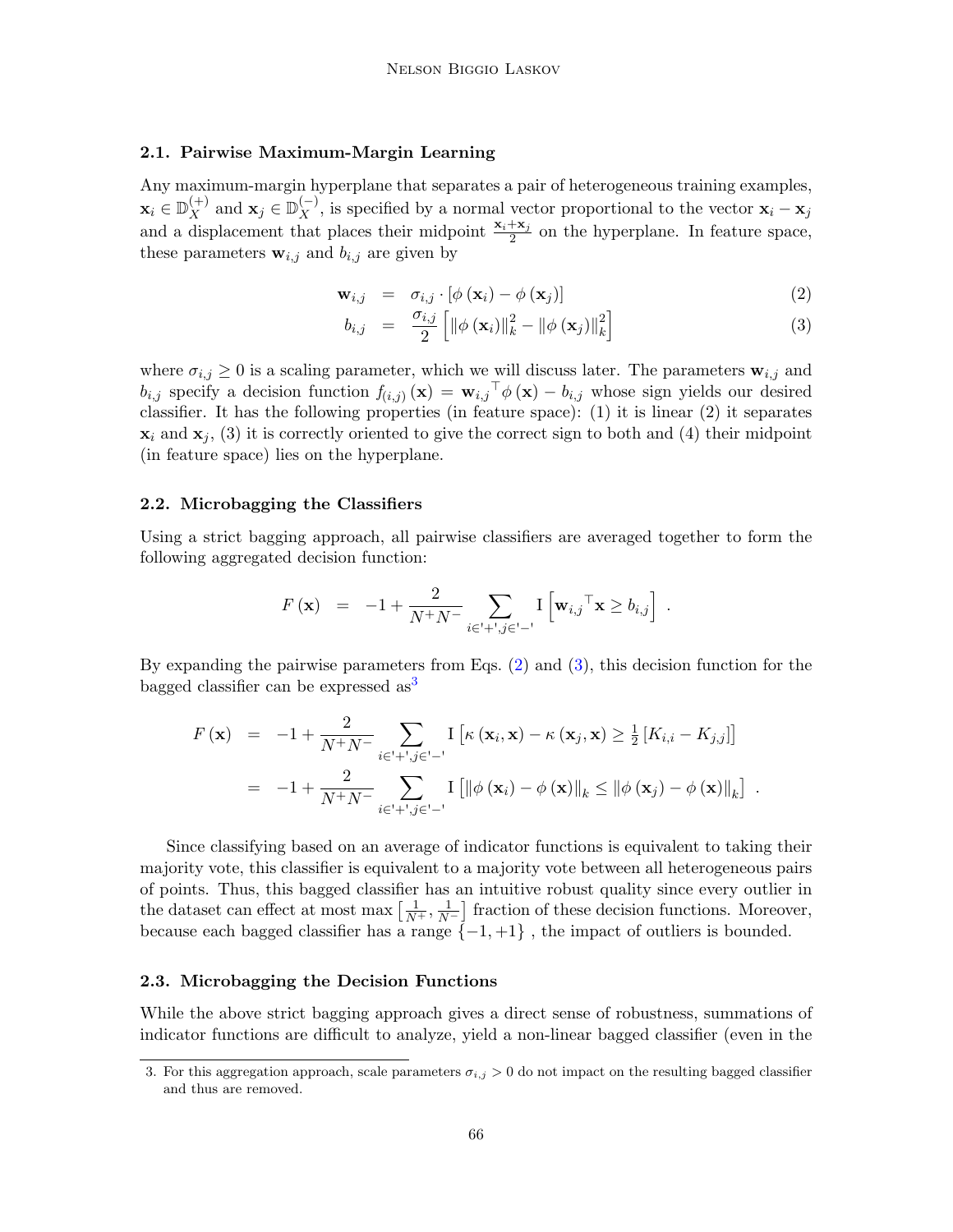### 2.1. Pairwise Maximum-Margin Learning

Any maximum-margin hyperplane that separates a pair of heterogeneous training examples, $\mathbf{x}_i \in \mathbb{D}_X^{(+)}$ and $\mathbf{x}_j \in \mathbb{D}_X^{(-)}$, is specified by a normal vector proportional to the vector $\mathbf{x}_i - \mathbf{x}_j$ and a displacement that places their midpoint $\frac{\mathbf{x}_i + \mathbf{x}_j}{2}$ on the hyperplane. In feature space, these parameters $\mathbf{w}_{i,j}$ and $b_{i,j}$ are given by

$$
\begin{aligned}
\mathbf{w}_{i,j} &= \sigma_{i,j} \cdot \left[\phi\left(\mathbf{x}_i\right) - \phi\left(\mathbf{x}_j\right)\right] && (2) \\
b_{i,j} &= \frac{\sigma_{i,j}}{2}\left[\left\|\phi\left(\mathbf{x}_i\right)\right\|_k^2 - \left\|\phi\left(\mathbf{x}_j\right)\right\|_k^2\right] && (3)
\end{aligned}
$$

where $\sigma_{i,j} \geq 0$ is a scaling parameter, which we will discuss later. The parameters $\mathbf{w}_{i,j}$ and $b_{i,j}$ specify a decision function $f_{(i,j)}(\mathbf{x}) = \mathbf{w}_{i,j}{}^\top \phi(\mathbf{x}) - b_{i,j}$ whose sign yields our desired classifier. It has the following properties (in feature space): (1) it is linear (2) it separates $\mathbf{x}_i$ and $\mathbf{x}_j$, (3) it is correctly oriented to give the correct sign to both and (4) their midpoint (in feature space) lies on the hyperplane.

### 2.2. Microbagging the Classifiers

Using a strict bagging approach, all pairwise classifiers are averaged together to form the following aggregated decision function:

$$
F(\mathbf{x}) = -1 + \frac{2}{N^+ N^-} \sum_{i \in '+', j \in '-'} \mathrm{I}\left[\mathbf{w}_{i,j}{}^\top \mathbf{x} \geq b_{i,j}\right] .
$$

By expanding the pairwise parameters from Eqs. (2) and (3), this decision function for the bagged classifier can be expressed as[3]

$$
\begin{aligned}
F(\mathbf{x}) &= -1 + \frac{2}{N^+ N^-} \sum_{i \in '+', j \in '-'} \mathrm{I}\left[\kappa\left(\mathbf{x}_i, \mathbf{x}\right) - \kappa\left(\mathbf{x}_j, \mathbf{x}\right) \geq \tfrac{1}{2}\left[K_{i,i} - K_{j,j}\right]\right] \\
&= -1 + \frac{2}{N^+ N^-} \sum_{i \in '+', j \in '-'} \mathrm{I}\left[\left\|\phi\left(\mathbf{x}_i\right) - \phi(\mathbf{x})\right\|_k \leq \left\|\phi\left(\mathbf{x}_j\right) - \phi(\mathbf{x})\right\|_k\right] .
\end{aligned}
$$

Since classifying based on an average of indicator functions is equivalent to taking their majority vote, this classifier is equivalent to a majority vote between all heterogeneous pairs of points. Thus, this bagged classifier has an intuitive robust quality since every outlier in the dataset can effect at most $\max\left[\frac{1}{N^+}, \frac{1}{N^-}\right]$ fraction of these decision functions. Moreover, because each bagged classifier has a range $\{-1, +1\}$ , the impact of outliers is bounded.

### 2.3. Microbagging the Decision Functions

While the above strict bagging approach gives a direct sense of robustness, summations of indicator functions are difficult to analyze, yield a non-linear bagged classifier (even in the

3. For this aggregation approach, scale parameters $\sigma_{i,j} > 0$ do not impact on the resulting bagged classifier and thus are removed.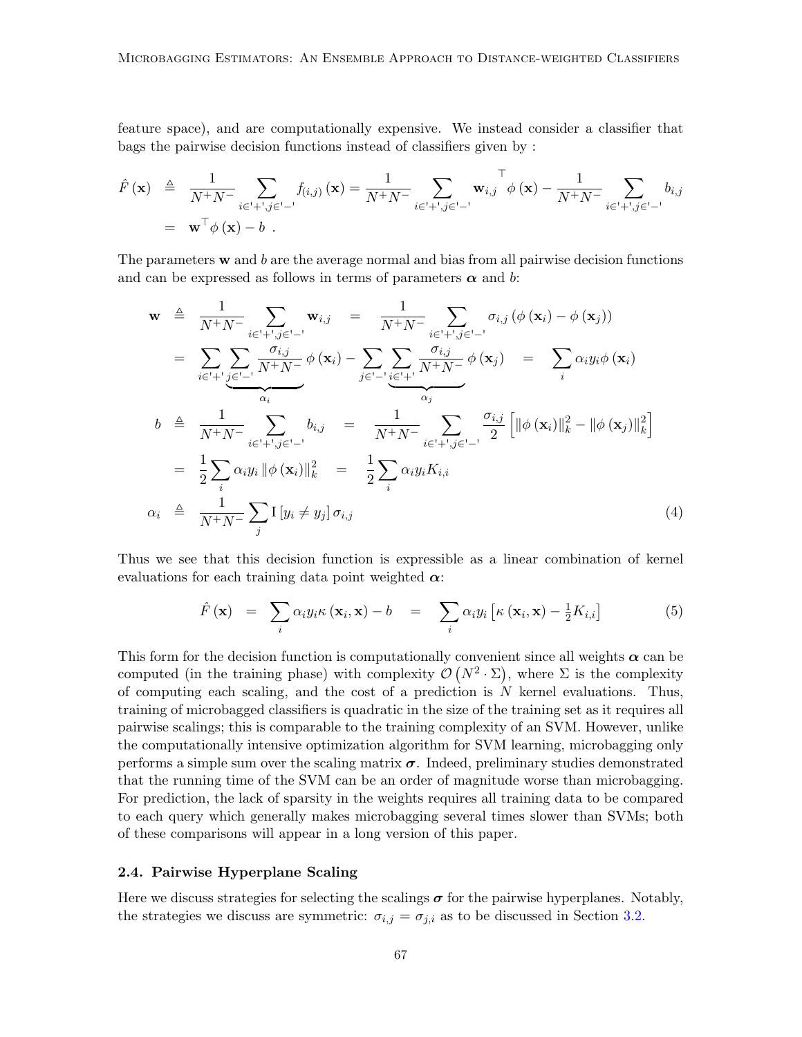feature space), and are computationally expensive. We instead consider a classifier that bags the pairwise decision functions instead of classifiers given by :

$$
\begin{aligned}
\hat{F}(\mathbf{x}) &\triangleq \frac{1}{N^+N^-} \sum_{i\in'+',j\in'-'} f_{(i,j)}(\mathbf{x}) = \frac{1}{N^+N^-} \sum_{i\in'+',j\in'-'} \mathbf{w}_{i,j}^{\top} \phi(\mathbf{x}) - \frac{1}{N^+N^-} \sum_{i\in'+',j\in'-'} b_{i,j} \\
&= \mathbf{w}^{\top}\phi(\mathbf{x}) - b \ .
\end{aligned}
$$

The parameters $\mathbf{w}$ and $b$ are the average normal and bias from all pairwise decision functions and can be expressed as follows in terms of parameters $\boldsymbol{\alpha}$ and $b$:

$$
\begin{aligned}
\mathbf{w} &\triangleq \frac{1}{N^+N^-} \sum_{i\in'+',j\in'-'} \mathbf{w}_{i,j} \quad = \quad \frac{1}{N^+N^-} \sum_{i\in'+',j\in'-'} \sigma_{i,j} \left(\phi(\mathbf{x}_i) - \phi(\mathbf{x}_j)\right) \\
&= \sum_{i\in'+'} \underbrace{\sum_{j\in'-'} \frac{\sigma_{i,j}}{N^+N^-}}_{\alpha_i} \phi(\mathbf{x}_i) - \sum_{j\in'-'} \underbrace{\sum_{i\in'+'} \frac{\sigma_{i,j}}{N^+N^-}}_{\alpha_j} \phi(\mathbf{x}_j) \quad = \quad \sum_i \alpha_i y_i \phi(\mathbf{x}_i) \\
b &\triangleq \frac{1}{N^+N^-} \sum_{i\in'+',j\in'-'} b_{i,j} \quad = \quad \frac{1}{N^+N^-} \sum_{i\in'+',j\in'-'} \frac{\sigma_{i,j}}{2} \left[\|\phi(\mathbf{x}_i)\|_k^2 - \|\phi(\mathbf{x}_j)\|_k^2\right] \\
&= \frac{1}{2} \sum_i \alpha_i y_i \|\phi(\mathbf{x}_i)\|_k^2 \quad = \quad \frac{1}{2} \sum_i \alpha_i y_i K_{i,i} \\
\alpha_i &\triangleq \frac{1}{N^+N^-} \sum_j \mathrm{I}\left[y_i \neq y_j\right] \sigma_{i,j}
\end{aligned} \tag{4}
$$

Thus we see that this decision function is expressible as a linear combination of kernel evaluations for each training data point weighted $\boldsymbol{\alpha}$:

$$
\hat{F}(\mathbf{x}) \quad = \quad \sum_i \alpha_i y_i \kappa(\mathbf{x}_i, \mathbf{x}) - b \quad = \quad \sum_i \alpha_i y_i \left[\kappa(\mathbf{x}_i, \mathbf{x}) - \tfrac{1}{2} K_{i,i}\right] \tag{5}
$$

This form for the decision function is computationally convenient since all weights $\boldsymbol{\alpha}$ can be computed (in the training phase) with complexity $\mathcal{O}\left(N^2 \cdot \Sigma\right)$, where $\Sigma$ is the complexity of computing each scaling, and the cost of a prediction is $N$ kernel evaluations. Thus, training of microbagged classifiers is quadratic in the size of the training set as it requires all pairwise scalings; this is comparable to the training complexity of an SVM. However, unlike the computationally intensive optimization algorithm for SVM learning, microbagging only performs a simple sum over the scaling matrix $\boldsymbol{\sigma}$. Indeed, preliminary studies demonstrated that the running time of the SVM can be an order of magnitude worse than microbagging. For prediction, the lack of sparsity in the weights requires all training data to be compared to each query which generally makes microbagging several times slower than SVMs; both of these comparisons will appear in a long version of this paper.

### 2.4. Pairwise Hyperplane Scaling

Here we discuss strategies for selecting the scalings $\boldsymbol{\sigma}$ for the pairwise hyperplanes. Notably, the strategies we discuss are symmetric: $\sigma_{i,j} = \sigma_{j,i}$ as to be discussed in Section 3.2.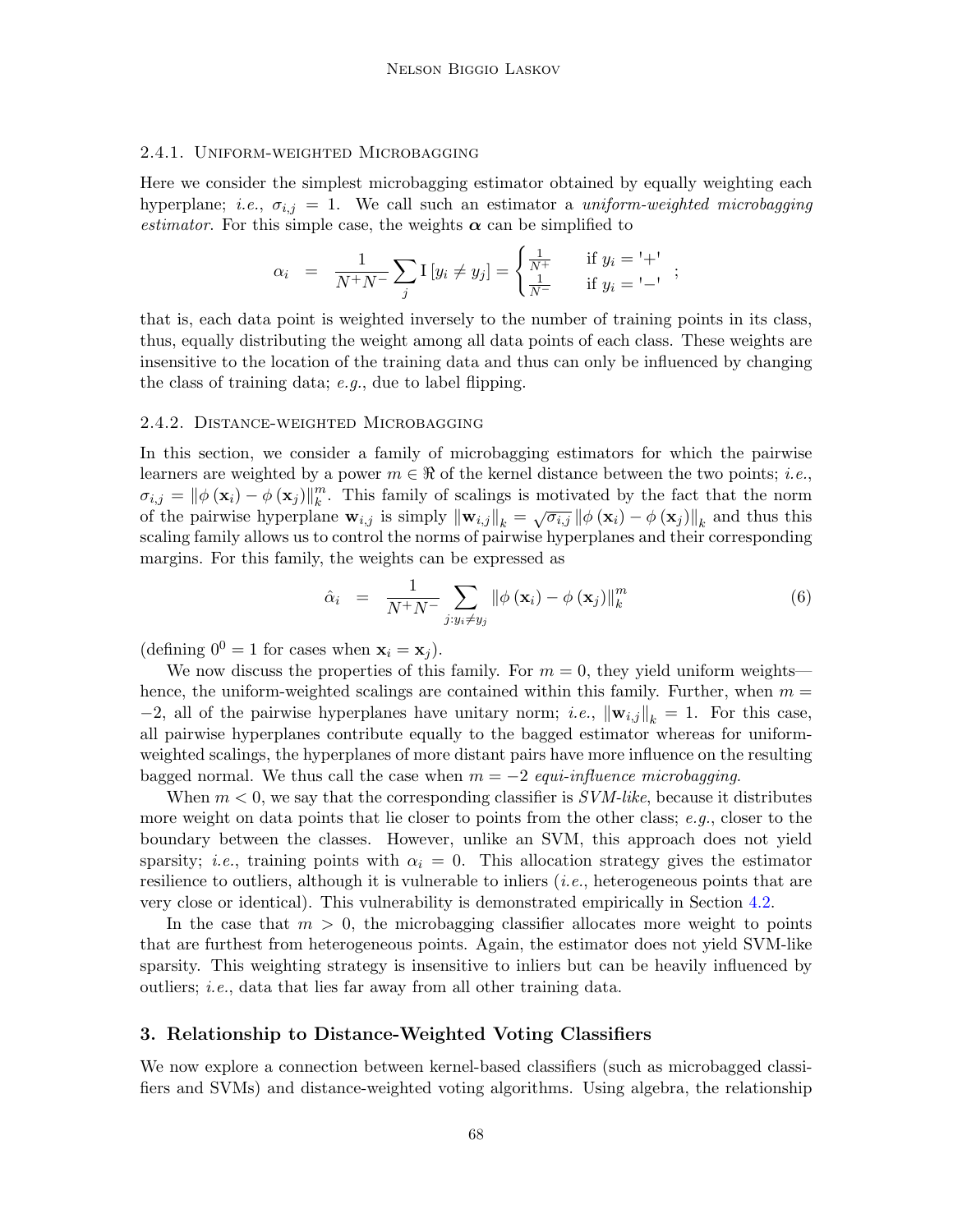#### 2.4.1. Uniform-weighted Microbagging

Here we consider the simplest microbagging estimator obtained by equally weighting each hyperplane; *i.e.*, $\sigma_{i,j} = 1$. We call such an estimator a *uniform-weighted microbagging estimator*. For this simple case, the weights $\boldsymbol{\alpha}$ can be simplified to

$$\alpha_i \;=\; \frac{1}{N^+ N^-} \sum_j \mathrm{I}\left[y_i \neq y_j\right] = \begin{cases} \frac{1}{N^+} & \text{if } y_i = \text{'+'} \\ \frac{1}{N^-} & \text{if } y_i = \text{'}-\text{'} \end{cases} ;$$

that is, each data point is weighted inversely to the number of training points in its class, thus, equally distributing the weight among all data points of each class. These weights are insensitive to the location of the training data and thus can only be influenced by changing the class of training data; *e.g.*, due to label flipping.

#### 2.4.2. Distance-weighted Microbagging

In this section, we consider a family of microbagging estimators for which the pairwise learners are weighted by a power $m \in \Re$ of the kernel distance between the two points; *i.e.*, $\sigma_{i,j} = \left\|\phi\left(\mathbf{x}_i\right) - \phi\left(\mathbf{x}_j\right)\right\|_k^m$. This family of scalings is motivated by the fact that the norm of the pairwise hyperplane $\mathbf{w}_{i,j}$ is simply $\left\|\mathbf{w}_{i,j}\right\|_k = \sqrt{\sigma_{i,j}}\left\|\phi\left(\mathbf{x}_i\right) - \phi\left(\mathbf{x}_j\right)\right\|_k$ and thus this scaling family allows us to control the norms of pairwise hyperplanes and their corresponding margins. For this family, the weights can be expressed as

$$\hat{\alpha}_i \;=\; \frac{1}{N^+ N^-} \sum_{j: y_i \neq y_j} \left\|\phi\left(\mathbf{x}_i\right) - \phi\left(\mathbf{x}_j\right)\right\|_k^m \tag{6}$$

(defining $0^0 = 1$ for cases when $\mathbf{x}_i = \mathbf{x}_j$).

We now discuss the properties of this family. For $m = 0$, they yield uniform weights—hence, the uniform-weighted scalings are contained within this family. Further, when $m = -2$, all of the pairwise hyperplanes have unitary norm; *i.e.*, $\left\|\mathbf{w}_{i,j}\right\|_k = 1$. For this case, all pairwise hyperplanes contribute equally to the bagged estimator whereas for uniform-weighted scalings, the hyperplanes of more distant pairs have more influence on the resulting bagged normal. We thus call the case when $m = -2$ *equi-influence microbagging*.

When $m < 0$, we say that the corresponding classifier is *SVM-like*, because it distributes more weight on data points that lie closer to points from the other class; *e.g.*, closer to the boundary between the classes. However, unlike an SVM, this approach does not yield sparsity; *i.e.*, training points with $\alpha_i = 0$. This allocation strategy gives the estimator resilience to outliers, although it is vulnerable to inliers (*i.e.*, heterogeneous points that are very close or identical). This vulnerability is demonstrated empirically in Section 4.2.

In the case that $m > 0$, the microbagging classifier allocates more weight to points that are furthest from heterogeneous points. Again, the estimator does not yield SVM-like sparsity. This weighting strategy is insensitive to inliers but can be heavily influenced by outliers; *i.e.*, data that lies far away from all other training data.

## 3. Relationship to Distance-Weighted Voting Classifiers

We now explore a connection between kernel-based classifiers (such as microbagged classifiers and SVMs) and distance-weighted voting algorithms. Using algebra, the relationship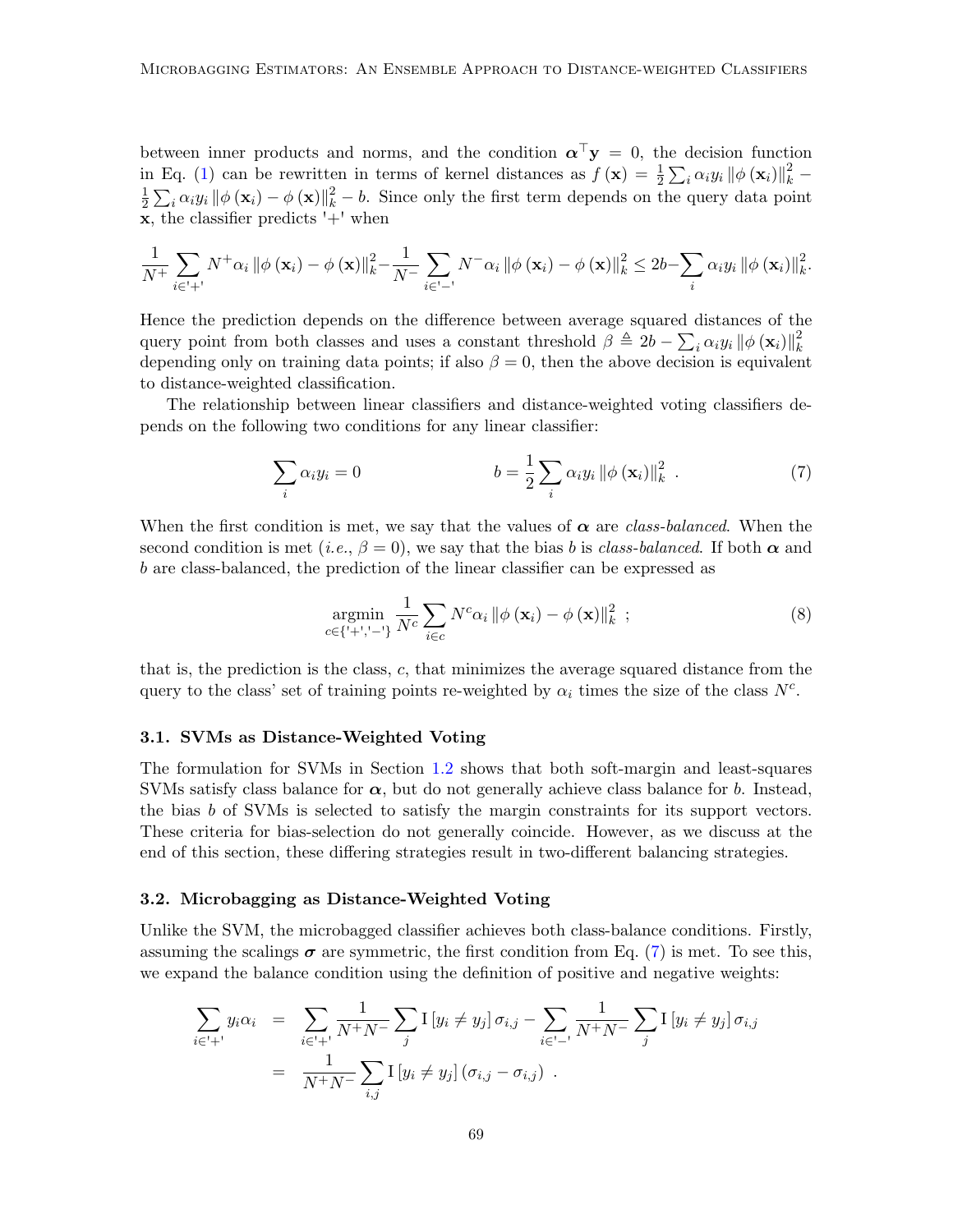between inner products and norms, and the condition $\boldsymbol{\alpha}^\top \mathbf{y} = 0$, the decision function in Eq. (1) can be rewritten in terms of kernel distances as $f(\mathbf{x}) = \frac{1}{2}\sum_i \alpha_i y_i \|\phi(\mathbf{x}_i)\|_k^2 - \frac{1}{2}\sum_i \alpha_i y_i \|\phi(\mathbf{x}_i) - \phi(\mathbf{x})\|_k^2 - b$. Since only the first term depends on the query data point $\mathbf{x}$, the classifier predicts '+' when

$$\frac{1}{N^+}\sum_{i \in '+'} N^+ \alpha_i \|\phi(\mathbf{x}_i) - \phi(\mathbf{x})\|_k^2 - \frac{1}{N^-}\sum_{i \in '-'} N^- \alpha_i \|\phi(\mathbf{x}_i) - \phi(\mathbf{x})\|_k^2 \leq 2b - \sum_i \alpha_i y_i \|\phi(\mathbf{x}_i)\|_k^2.$$

Hence the prediction depends on the difference between average squared distances of the query point from both classes and uses a constant threshold $\beta \triangleq 2b - \sum_i \alpha_i y_i \|\phi(\mathbf{x}_i)\|_k^2$ depending only on training data points; if also $\beta = 0$, then the above decision is equivalent to distance-weighted classification.

The relationship between linear classifiers and distance-weighted voting classifiers depends on the following two conditions for any linear classifier:

$$\sum_i \alpha_i y_i = 0 \qquad\qquad b = \frac{1}{2}\sum_i \alpha_i y_i \|\phi(\mathbf{x}_i)\|_k^2 \ . \tag{7}$$

When the first condition is met, we say that the values of $\boldsymbol{\alpha}$ are *class-balanced*. When the second condition is met (*i.e.*, $\beta = 0$), we say that the bias $b$ is *class-balanced*. If both $\boldsymbol{\alpha}$ and $b$ are class-balanced, the prediction of the linear classifier can be expressed as

$$\underset{c \in \{'+','-'\}}{\operatorname{argmin}} \ \frac{1}{N^c}\sum_{i \in c} N^c \alpha_i \|\phi(\mathbf{x}_i) - \phi(\mathbf{x})\|_k^2 \ ; \tag{8}$$

that is, the prediction is the class, $c$, that minimizes the average squared distance from the query to the class' set of training points re-weighted by $\alpha_i$ times the size of the class $N^c$.

### 3.1. SVMs as Distance-Weighted Voting

The formulation for SVMs in Section 1.2 shows that both soft-margin and least-squares SVMs satisfy class balance for $\boldsymbol{\alpha}$, but do not generally achieve class balance for $b$. Instead, the bias $b$ of SVMs is selected to satisfy the margin constraints for its support vectors. These criteria for bias-selection do not generally coincide. However, as we discuss at the end of this section, these differing strategies result in two-different balancing strategies.

### 3.2. Microbagging as Distance-Weighted Voting

Unlike the SVM, the microbagged classifier achieves both class-balance conditions. Firstly, assuming the scalings $\boldsymbol{\sigma}$ are symmetric, the first condition from Eq. (7) is met. To see this, we expand the balance condition using the definition of positive and negative weights:

$$\begin{aligned}
\sum_{i \in '+'} y_i \alpha_i &= \sum_{i \in '+'} \frac{1}{N^+ N^-}\sum_j \mathrm{I}[y_i \neq y_j]\, \sigma_{i,j} - \sum_{i \in '-'} \frac{1}{N^+ N^-}\sum_j \mathrm{I}[y_i \neq y_j]\, \sigma_{i,j} \\
&= \frac{1}{N^+ N^-}\sum_{i,j} \mathrm{I}[y_i \neq y_j]\,(\sigma_{i,j} - \sigma_{i,j}) \ .
\end{aligned}$$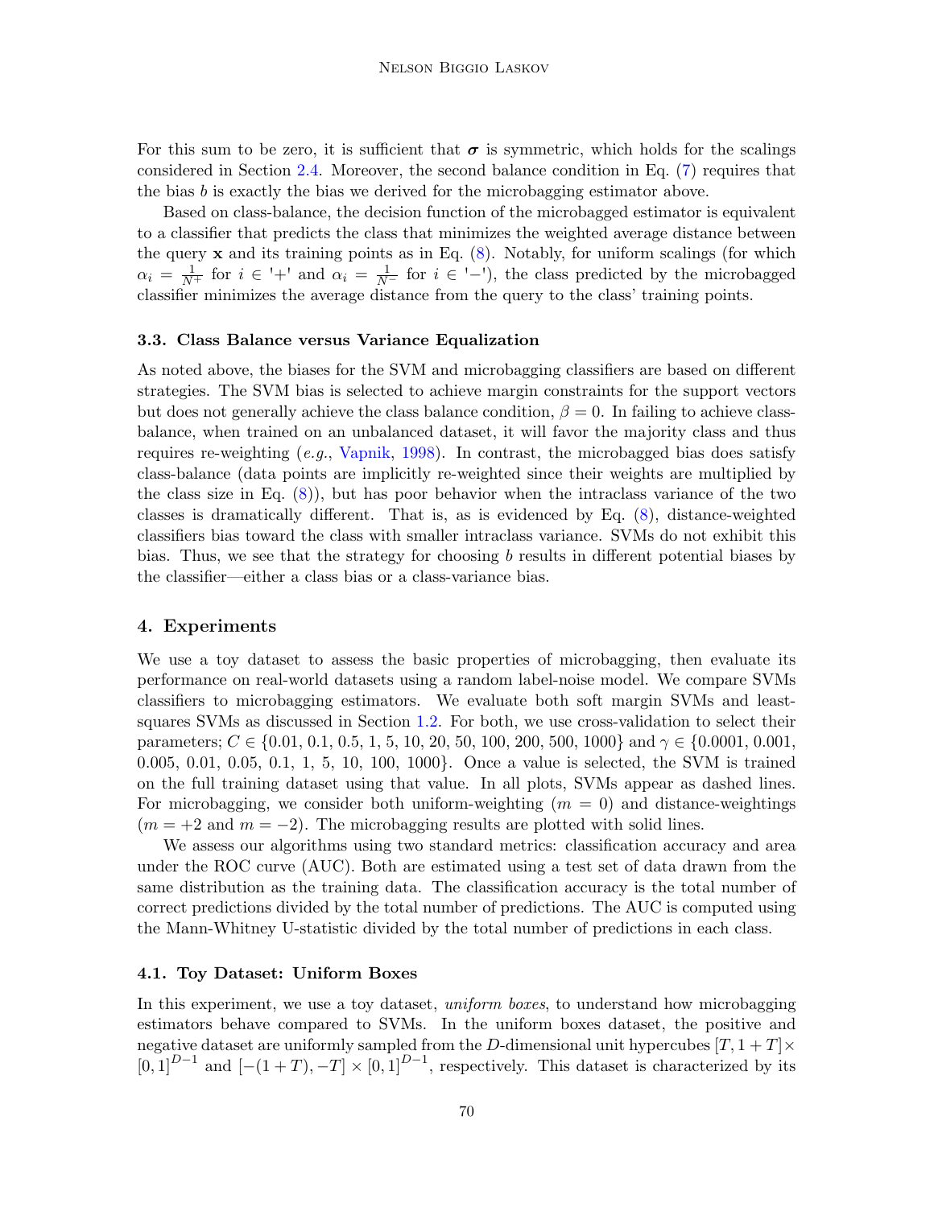For this sum to be zero, it is sufficient that $\boldsymbol{\sigma}$ is symmetric, which holds for the scalings considered in Section 2.4. Moreover, the second balance condition in Eq. (7) requires that the bias $b$ is exactly the bias we derived for the microbagging estimator above.

Based on class-balance, the decision function of the microbagged estimator is equivalent to a classifier that predicts the class that minimizes the weighted average distance between the query $\mathbf{x}$ and its training points as in Eq. (8). Notably, for uniform scalings (for which $\alpha_i = \frac{1}{N^+}$ for $i \in$ '+' and $\alpha_i = \frac{1}{N^-}$ for $i \in$ '−'), the class predicted by the microbagged classifier minimizes the average distance from the query to the class' training points.

### 3.3. Class Balance versus Variance Equalization

As noted above, the biases for the SVM and microbagging classifiers are based on different strategies. The SVM bias is selected to achieve margin constraints for the support vectors but does not generally achieve the class balance condition, $\beta = 0$. In failing to achieve class-balance, when trained on an unbalanced dataset, it will favor the majority class and thus requires re-weighting (*e.g.*, Vapnik, 1998). In contrast, the microbagged bias does satisfy class-balance (data points are implicitly re-weighted since their weights are multiplied by the class size in Eq. (8)), but has poor behavior when the intraclass variance of the two classes is dramatically different. That is, as is evidenced by Eq. (8), distance-weighted classifiers bias toward the class with smaller intraclass variance. SVMs do not exhibit this bias. Thus, we see that the strategy for choosing $b$ results in different potential biases by the classifier—either a class bias or a class-variance bias.

## 4. Experiments

We use a toy dataset to assess the basic properties of microbagging, then evaluate its performance on real-world datasets using a random label-noise model. We compare SVMs classifiers to microbagging estimators. We evaluate both soft margin SVMs and least-squares SVMs as discussed in Section 1.2. For both, we use cross-validation to select their parameters; $C \in \{0.01, 0.1, 0.5, 1, 5, 10, 20, 50, 100, 200, 500, 1000\}$ and $\gamma \in \{0.0001, 0.001, 0.005, 0.01, 0.05, 0.1, 1, 5, 10, 100, 1000\}$. Once a value is selected, the SVM is trained on the full training dataset using that value. In all plots, SVMs appear as dashed lines. For microbagging, we consider both uniform-weighting ($m = 0$) and distance-weightings ($m = +2$ and $m = -2$). The microbagging results are plotted with solid lines.

We assess our algorithms using two standard metrics: classification accuracy and area under the ROC curve (AUC). Both are estimated using a test set of data drawn from the same distribution as the training data. The classification accuracy is the total number of correct predictions divided by the total number of predictions. The AUC is computed using the Mann-Whitney U-statistic divided by the total number of predictions in each class.

### 4.1. Toy Dataset: Uniform Boxes

In this experiment, we use a toy dataset, *uniform boxes*, to understand how microbagging estimators behave compared to SVMs. In the uniform boxes dataset, the positive and negative dataset are uniformly sampled from the $D$-dimensional unit hypercubes $[T, 1+T] \times [0,1]^{D-1}$ and $[-(1+T), -T] \times [0,1]^{D-1}$, respectively. This dataset is characterized by its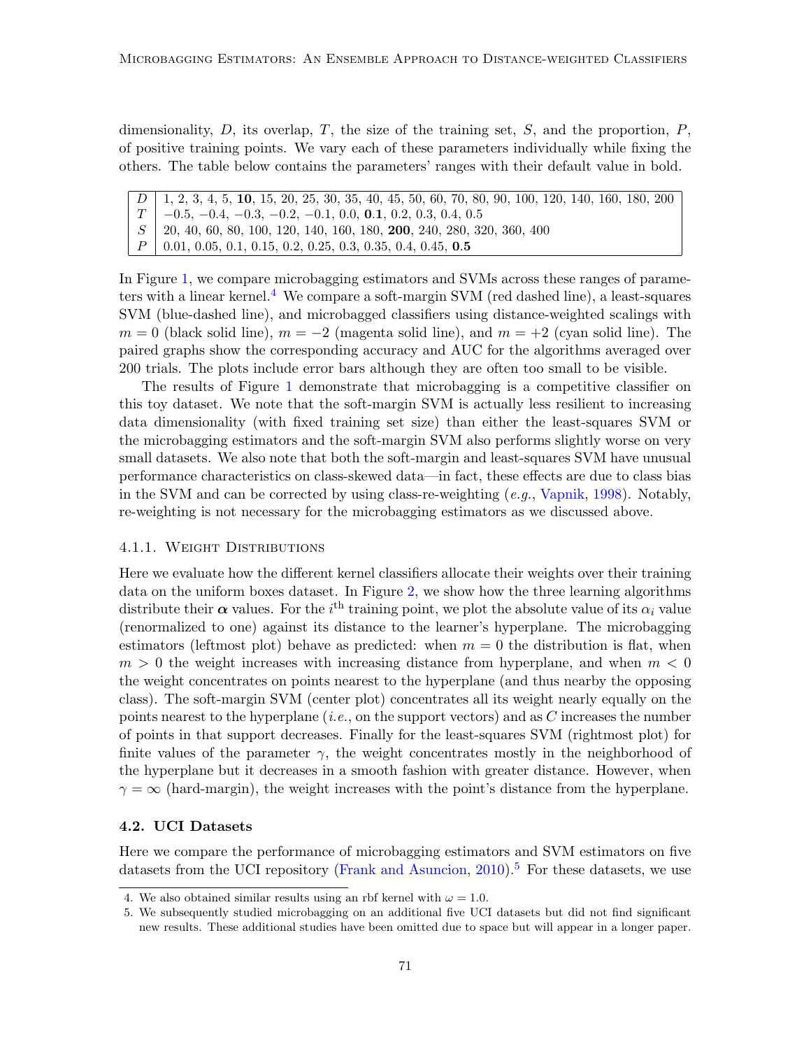dimensionality, $D$, its overlap, $T$, the size of the training set, $S$, and the proportion, $P$, of positive training points. We vary each of these parameters individually while fixing the others. The table below contains the parameters' ranges with their default value in bold.

| | |
|---|---|
| $D$ | 1, 2, 3, 4, 5, **10**, 15, 20, 25, 30, 35, 40, 45, 50, 60, 70, 80, 90, 100, 120, 140, 160, 180, 200 |
| $T$ | −0.5, −0.4, −0.3, −0.2, −0.1, 0.0, **0.1**, 0.2, 0.3, 0.4, 0.5 |
| $S$ | 20, 40, 60, 80, 100, 120, 140, 160, 180, **200**, 240, 280, 320, 360, 400 |
| $P$ | 0.01, 0.05, 0.1, 0.15, 0.2, 0.25, 0.3, 0.35, 0.4, 0.45, **0.5** |

In Figure 1, we compare microbagging estimators and SVMs across these ranges of parameters with a linear kernel.[4] We compare a soft-margin SVM (red dashed line), a least-squares SVM (blue-dashed line), and microbagged classifiers using distance-weighted scalings with $m = 0$ (black solid line), $m = -2$ (magenta solid line), and $m = +2$ (cyan solid line). The paired graphs show the corresponding accuracy and AUC for the algorithms averaged over 200 trials. The plots include error bars although they are often too small to be visible.

The results of Figure 1 demonstrate that microbagging is a competitive classifier on this toy dataset. We note that the soft-margin SVM is actually less resilient to increasing data dimensionality (with fixed training set size) than either the least-squares SVM or the microbagging estimators and the soft-margin SVM also performs slightly worse on very small datasets. We also note that both the soft-margin and least-squares SVM have unusual performance characteristics on class-skewed data—in fact, these effects are due to class bias in the SVM and can be corrected by using class-re-weighting (*e.g.*, Vapnik, 1998). Notably, re-weighting is not necessary for the microbagging estimators as we discussed above.

#### 4.1.1. Weight Distributions

Here we evaluate how the different kernel classifiers allocate their weights over their training data on the uniform boxes dataset. In Figure 2, we show how the three learning algorithms distribute their $\boldsymbol{\alpha}$ values. For the $i^{\text{th}}$ training point, we plot the absolute value of its $\alpha_i$ value (renormalized to one) against its distance to the learner's hyperplane. The microbagging estimators (leftmost plot) behave as predicted: when $m = 0$ the distribution is flat, when $m > 0$ the weight increases with increasing distance from hyperplane, and when $m < 0$ the weight concentrates on points nearest to the hyperplane (and thus nearby the opposing class). The soft-margin SVM (center plot) concentrates all its weight nearly equally on the points nearest to the hyperplane (*i.e.*, on the support vectors) and as $C$ increases the number of points in that support decreases. Finally for the least-squares SVM (rightmost plot) for finite values of the parameter $\gamma$, the weight concentrates mostly in the neighborhood of the hyperplane but it decreases in a smooth fashion with greater distance. However, when $\gamma = \infty$ (hard-margin), the weight increases with the point's distance from the hyperplane.

### 4.2. UCI Datasets

Here we compare the performance of microbagging estimators and SVM estimators on five datasets from the UCI repository (Frank and Asuncion, 2010).[5] For these datasets, we use

4. We also obtained similar results using an rbf kernel with $\omega = 1.0$.

5. We subsequently studied microbagging on an additional five UCI datasets but did not find significant new results. These additional studies have been omitted due to space but will appear in a longer paper.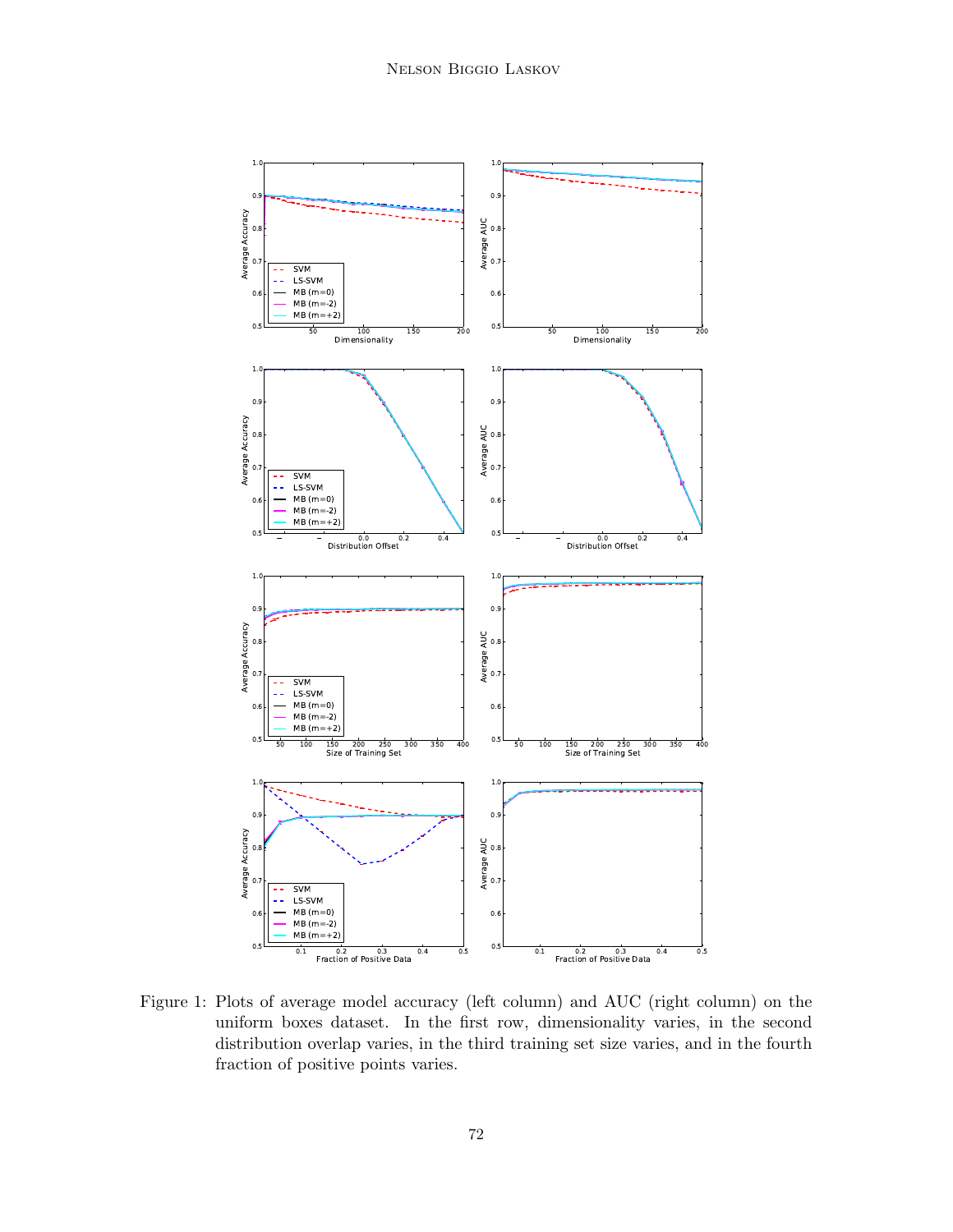Figure 1: Plots of average model accuracy (left column) and AUC (right column) on the uniform boxes dataset. In the first row, dimensionality varies, in the second distribution overlap varies, in the third training set size varies, and in the fourth fraction of positive points varies.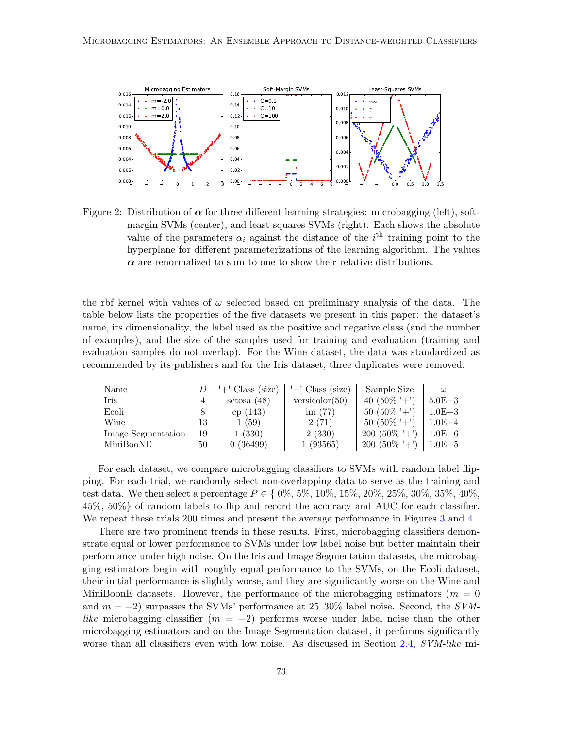Figure 2: Distribution of $\boldsymbol{\alpha}$ for three different learning strategies: microbagging (left), soft-margin SVMs (center), and least-squares SVMs (right). Each shows the absolute value of the parameters $\alpha_i$ against the distance of the $i^{\text{th}}$ training point to the hyperplane for different parameterizations of the learning algorithm. The values $\boldsymbol{\alpha}$ are renormalized to sum to one to show their relative distributions.

the rbf kernel with values of $\omega$ selected based on preliminary analysis of the data. The table below lists the properties of the five datasets we present in this paper: the dataset's name, its dimensionality, the label used as the positive and negative class (and the number of examples), and the size of the samples used for training and evaluation (training and evaluation samples do not overlap). For the Wine dataset, the data was standardized as recommended by its publishers and for the Iris dataset, three duplicates were removed.

| Name | $D$ | '+' Class (size) | '−' Class (size) | Sample Size | $\omega$ |
|---|---|---|---|---|---|
| Iris | 4 | setosa (48) | versicolor(50) | 40 (50% '+') | 5.0E−3 |
| Ecoli | 8 | cp (143) | im (77) | 50 (50% '+') | 1.0E−3 |
| Wine | 13 | 1 (59) | 2 (71) | 50 (50% '+') | 1.0E−4 |
| Image Segmentation | 19 | 1 (330) | 2 (330) | 200 (50% '+') | 1.0E−6 |
| MiniBooNE | 50 | 0 (36499) | 1 (93565) | 200 (50% '+') | 1.0E−5 |

For each dataset, we compare microbagging classifiers to SVMs with random label flipping. For each trial, we randomly select non-overlapping data to serve as the training and test data. We then select a percentage $P \in \{$ 0%, 5%, 10%, 15%, 20%, 25%, 30%, 35%, 40%, 45%, 50%$\}$ of random labels to flip and record the accuracy and AUC for each classifier. We repeat these trials 200 times and present the average performance in Figures 3 and 4.

There are two prominent trends in these results. First, microbagging classifiers demonstrate equal or lower performance to SVMs under low label noise but better maintain their performance under high noise. On the Iris and Image Segmentation datasets, the microbagging estimators begin with roughly equal performance to the SVMs, on the Ecoli dataset, their initial performance is slightly worse, and they are significantly worse on the Wine and MiniBoonE datasets. However, the performance of the microbagging estimators ($m = 0$ and $m = +2$) surpasses the SVMs' performance at 25–30% label noise. Second, the *SVM-like* microbagging classifier ($m = -2$) performs worse under label noise than the other microbagging estimators and on the Image Segmentation dataset, it performs significantly worse than all classifiers even with low noise. As discussed in Section 2.4, *SVM-like* mi-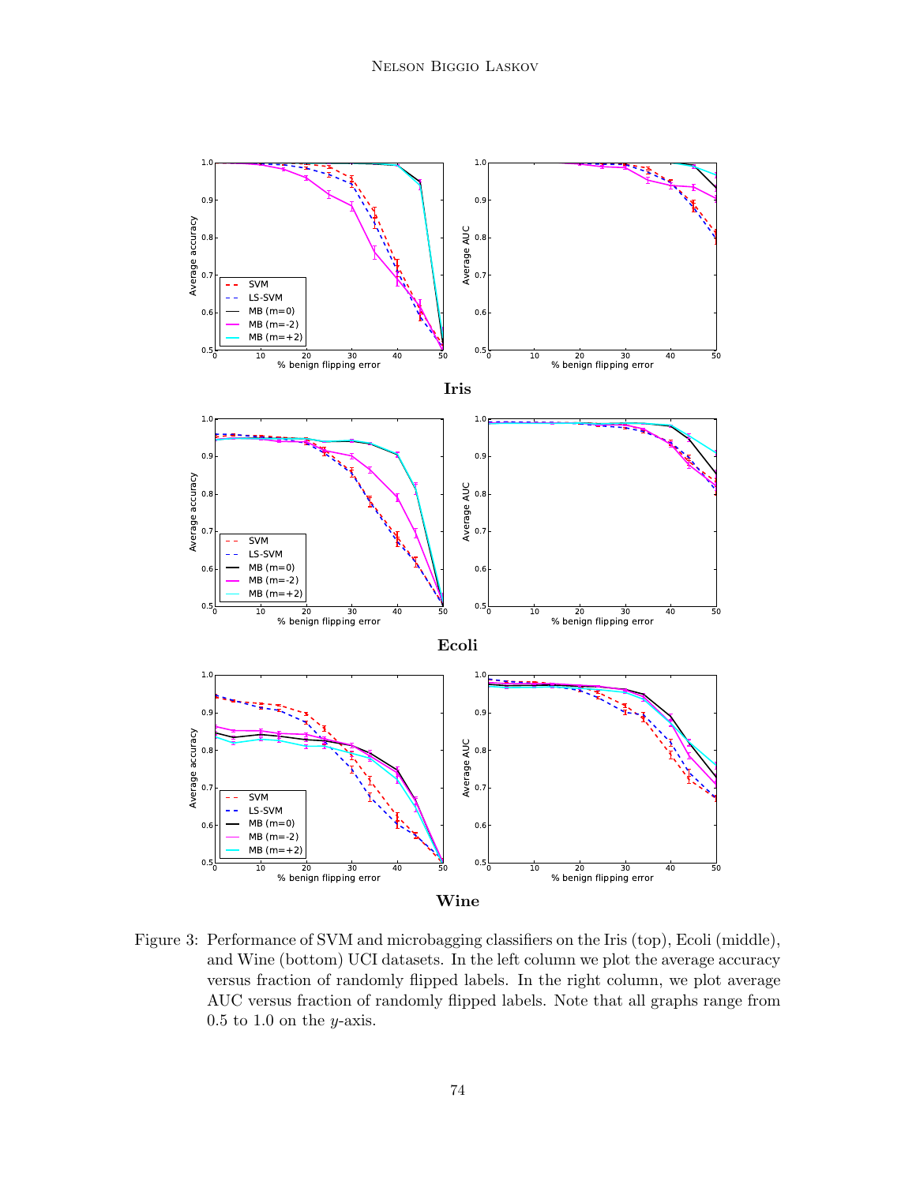**Iris**

**Ecoli**

**Wine**

Figure 3: Performance of SVM and microbagging classifiers on the Iris (top), Ecoli (middle), and Wine (bottom) UCI datasets. In the left column we plot the average accuracy versus fraction of randomly flipped labels. In the right column, we plot average AUC versus fraction of randomly flipped labels. Note that all graphs range from 0.5 to 1.0 on the $y$-axis.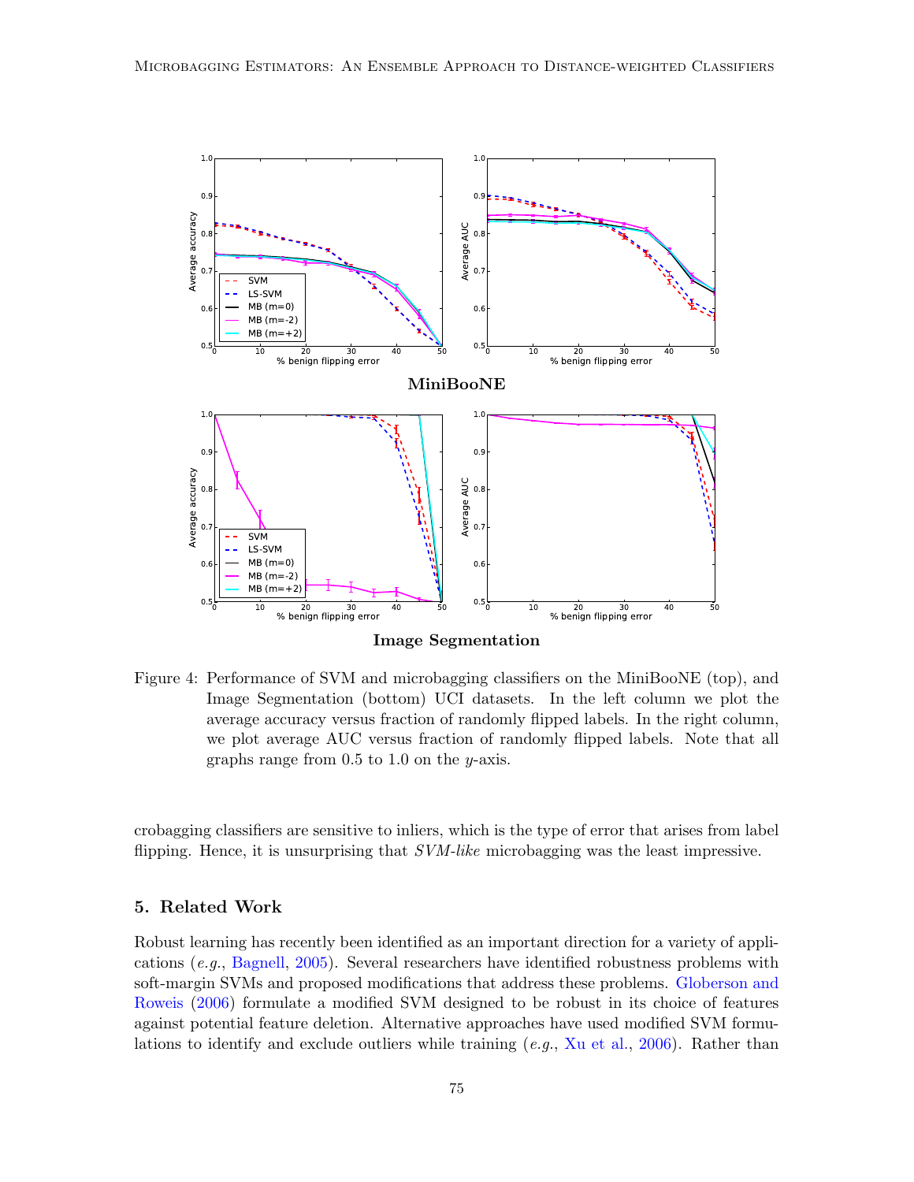**MiniBooNE**

**Image Segmentation**

Figure 4: Performance of SVM and microbagging classifiers on the MiniBooNE (top), and Image Segmentation (bottom) UCI datasets. In the left column we plot the average accuracy versus fraction of randomly flipped labels. In the right column, we plot average AUC versus fraction of randomly flipped labels. Note that all graphs range from 0.5 to 1.0 on the $y$-axis.

crobagging classifiers are sensitive to inliers, which is the type of error that arises from label flipping. Hence, it is unsurprising that *SVM-like* microbagging was the least impressive.

## 5. Related Work

Robust learning has recently been identified as an important direction for a variety of applications (*e.g.*, Bagnell, 2005). Several researchers have identified robustness problems with soft-margin SVMs and proposed modifications that address these problems. Globerson and Roweis (2006) formulate a modified SVM designed to be robust in its choice of features against potential feature deletion. Alternative approaches have used modified SVM formulations to identify and exclude outliers while training (*e.g.*, Xu et al., 2006). Rather than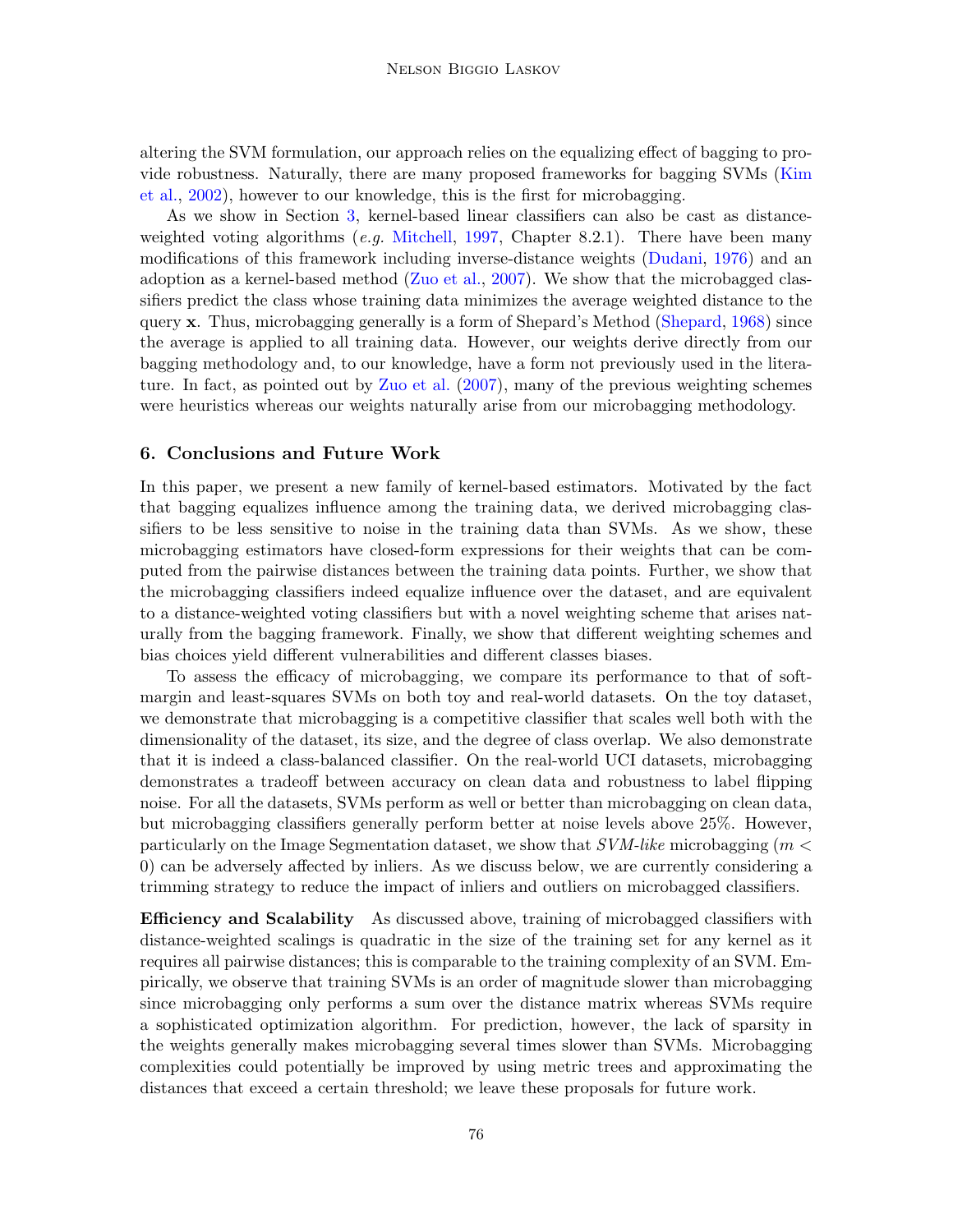altering the SVM formulation, our approach relies on the equalizing effect of bagging to provide robustness. Naturally, there are many proposed frameworks for bagging SVMs (Kim et al., 2002), however to our knowledge, this is the first for microbagging.

As we show in Section 3, kernel-based linear classifiers can also be cast as distance-weighted voting algorithms (*e.g.* Mitchell, 1997, Chapter 8.2.1). There have been many modifications of this framework including inverse-distance weights (Dudani, 1976) and an adoption as a kernel-based method (Zuo et al., 2007). We show that the microbagged classifiers predict the class whose training data minimizes the average weighted distance to the query $\mathbf{x}$. Thus, microbagging generally is a form of Shepard's Method (Shepard, 1968) since the average is applied to all training data. However, our weights derive directly from our bagging methodology and, to our knowledge, have a form not previously used in the literature. In fact, as pointed out by Zuo et al. (2007), many of the previous weighting schemes were heuristics whereas our weights naturally arise from our microbagging methodology.

## 6. Conclusions and Future Work

In this paper, we present a new family of kernel-based estimators. Motivated by the fact that bagging equalizes influence among the training data, we derived microbagging classifiers to be less sensitive to noise in the training data than SVMs. As we show, these microbagging estimators have closed-form expressions for their weights that can be computed from the pairwise distances between the training data points. Further, we show that the microbagging classifiers indeed equalize influence over the dataset, and are equivalent to a distance-weighted voting classifiers but with a novel weighting scheme that arises naturally from the bagging framework. Finally, we show that different weighting schemes and bias choices yield different vulnerabilities and different classes biases.

To assess the efficacy of microbagging, we compare its performance to that of soft-margin and least-squares SVMs on both toy and real-world datasets. On the toy dataset, we demonstrate that microbagging is a competitive classifier that scales well both with the dimensionality of the dataset, its size, and the degree of class overlap. We also demonstrate that it is indeed a class-balanced classifier. On the real-world UCI datasets, microbagging demonstrates a tradeoff between accuracy on clean data and robustness to label flipping noise. For all the datasets, SVMs perform as well or better than microbagging on clean data, but microbagging classifiers generally perform better at noise levels above 25%. However, particularly on the Image Segmentation dataset, we show that *SVM-like* microbagging ($m < 0$) can be adversely affected by inliers. As we discuss below, we are currently considering a trimming strategy to reduce the impact of inliers and outliers on microbagged classifiers.

**Efficiency and Scalability** As discussed above, training of microbagged classifiers with distance-weighted scalings is quadratic in the size of the training set for any kernel as it requires all pairwise distances; this is comparable to the training complexity of an SVM. Empirically, we observe that training SVMs is an order of magnitude slower than microbagging since microbagging only performs a sum over the distance matrix whereas SVMs require a sophisticated optimization algorithm. For prediction, however, the lack of sparsity in the weights generally makes microbagging several times slower than SVMs. Microbagging complexities could potentially be improved by using metric trees and approximating the distances that exceed a certain threshold; we leave these proposals for future work.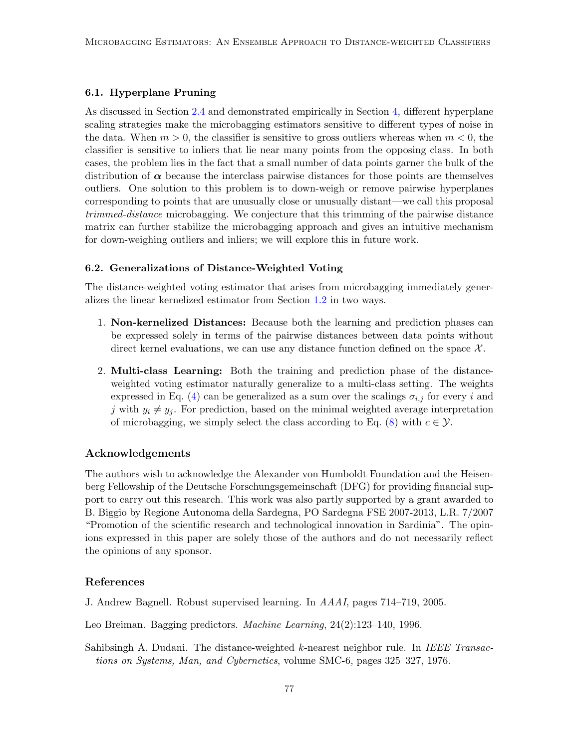### 6.1. Hyperplane Pruning

As discussed in Section 2.4 and demonstrated empirically in Section 4, different hyperplane scaling strategies make the microbagging estimators sensitive to different types of noise in the data. When $m > 0$, the classifier is sensitive to gross outliers whereas when $m < 0$, the classifier is sensitive to inliers that lie near many points from the opposing class. In both cases, the problem lies in the fact that a small number of data points garner the bulk of the distribution of $\boldsymbol{\alpha}$ because the interclass pairwise distances for those points are themselves outliers. One solution to this problem is to down-weigh or remove pairwise hyperplanes corresponding to points that are unusually close or unusually distant—we call this proposal *trimmed-distance* microbagging. We conjecture that this trimming of the pairwise distance matrix can further stabilize the microbagging approach and gives an intuitive mechanism for down-weighing outliers and inliers; we will explore this in future work.

### 6.2. Generalizations of Distance-Weighted Voting

The distance-weighted voting estimator that arises from microbagging immediately generalizes the linear kernelized estimator from Section 1.2 in two ways.

1. **Non-kernelized Distances:** Because both the learning and prediction phases can be expressed solely in terms of the pairwise distances between data points without direct kernel evaluations, we can use any distance function defined on the space $\mathcal{X}$.
2. **Multi-class Learning:** Both the training and prediction phase of the distance-weighted voting estimator naturally generalize to a multi-class setting. The weights expressed in Eq. (4) can be generalized as a sum over the scalings $\sigma_{i,j}$ for every $i$ and $j$ with $y_i \neq y_j$. For prediction, based on the minimal weighted average interpretation of microbagging, we simply select the class according to Eq. (8) with $c \in \mathcal{Y}$.

## Acknowledgements

The authors wish to acknowledge the Alexander von Humboldt Foundation and the Heisenberg Fellowship of the Deutsche Forschungsgemeinschaft (DFG) for providing financial support to carry out this research. This work was also partly supported by a grant awarded to B. Biggio by Regione Autonoma della Sardegna, PO Sardegna FSE 2007-2013, L.R. 7/2007 "Promotion of the scientific research and technological innovation in Sardinia". The opinions expressed in this paper are solely those of the authors and do not necessarily reflect the opinions of any sponsor.

## References

J. Andrew Bagnell. Robust supervised learning. In *AAAI*, pages 714–719, 2005.

Leo Breiman. Bagging predictors. *Machine Learning*, 24(2):123–140, 1996.

Sahibsingh A. Dudani. The distance-weighted $k$-nearest neighbor rule. In *IEEE Transactions on Systems, Man, and Cybernetics*, volume SMC-6, pages 325–327, 1976.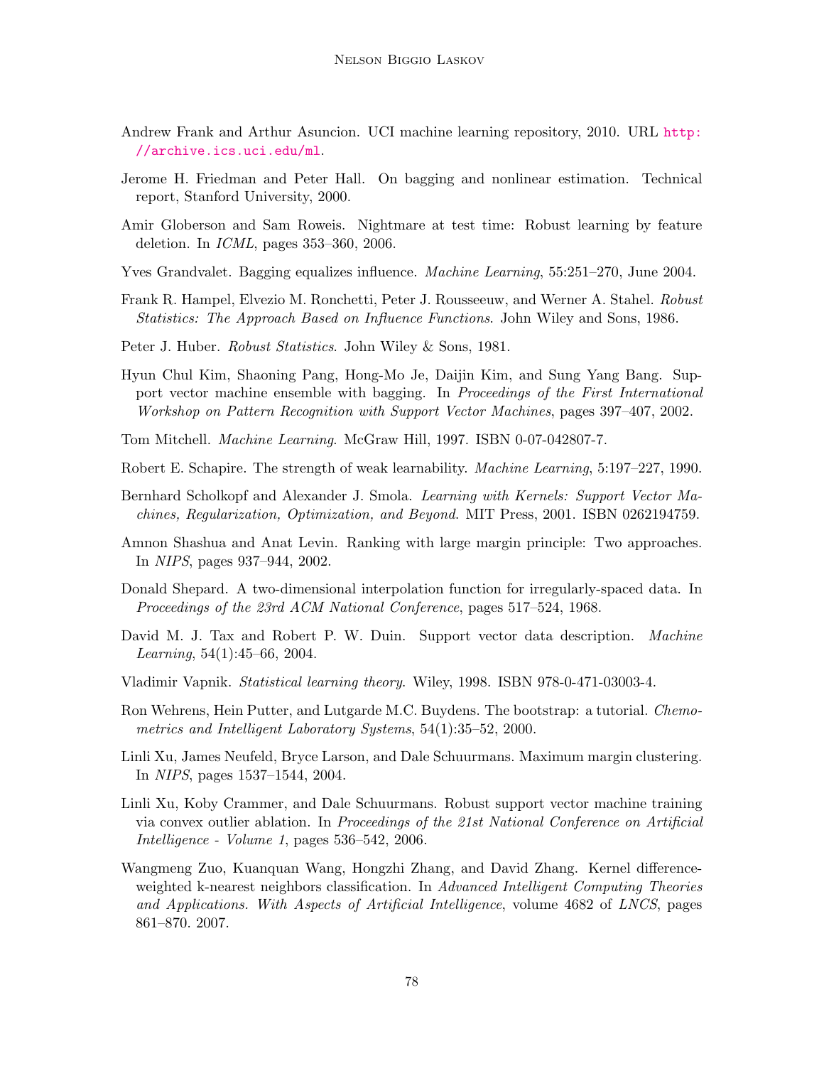Andrew Frank and Arthur Asuncion. UCI machine learning repository, 2010. URL http://archive.ics.uci.edu/ml.

Jerome H. Friedman and Peter Hall. On bagging and nonlinear estimation. Technical report, Stanford University, 2000.

Amir Globerson and Sam Roweis. Nightmare at test time: Robust learning by feature deletion. In *ICML*, pages 353–360, 2006.

Yves Grandvalet. Bagging equalizes influence. *Machine Learning*, 55:251–270, June 2004.

Frank R. Hampel, Elvezio M. Ronchetti, Peter J. Rousseeuw, and Werner A. Stahel. *Robust Statistics: The Approach Based on Influence Functions*. John Wiley and Sons, 1986.

Peter J. Huber. *Robust Statistics*. John Wiley & Sons, 1981.

Hyun Chul Kim, Shaoning Pang, Hong-Mo Je, Daijin Kim, and Sung Yang Bang. Support vector machine ensemble with bagging. In *Proceedings of the First International Workshop on Pattern Recognition with Support Vector Machines*, pages 397–407, 2002.

Tom Mitchell. *Machine Learning*. McGraw Hill, 1997. ISBN 0-07-042807-7.

Robert E. Schapire. The strength of weak learnability. *Machine Learning*, 5:197–227, 1990.

Bernhard Scholkopf and Alexander J. Smola. *Learning with Kernels: Support Vector Machines, Regularization, Optimization, and Beyond*. MIT Press, 2001. ISBN 0262194759.

Amnon Shashua and Anat Levin. Ranking with large margin principle: Two approaches. In *NIPS*, pages 937–944, 2002.

Donald Shepard. A two-dimensional interpolation function for irregularly-spaced data. In *Proceedings of the 23rd ACM National Conference*, pages 517–524, 1968.

David M. J. Tax and Robert P. W. Duin. Support vector data description. *Machine Learning*, 54(1):45–66, 2004.

Vladimir Vapnik. *Statistical learning theory*. Wiley, 1998. ISBN 978-0-471-03003-4.

Ron Wehrens, Hein Putter, and Lutgarde M.C. Buydens. The bootstrap: a tutorial. *Chemometrics and Intelligent Laboratory Systems*, 54(1):35–52, 2000.

Linli Xu, James Neufeld, Bryce Larson, and Dale Schuurmans. Maximum margin clustering. In *NIPS*, pages 1537–1544, 2004.

Linli Xu, Koby Crammer, and Dale Schuurmans. Robust support vector machine training via convex outlier ablation. In *Proceedings of the 21st National Conference on Artificial Intelligence - Volume 1*, pages 536–542, 2006.

Wangmeng Zuo, Kuanquan Wang, Hongzhi Zhang, and David Zhang. Kernel difference-weighted k-nearest neighbors classification. In *Advanced Intelligent Computing Theories and Applications. With Aspects of Artificial Intelligence*, volume 4682 of *LNCS*, pages 861–870. 2007.